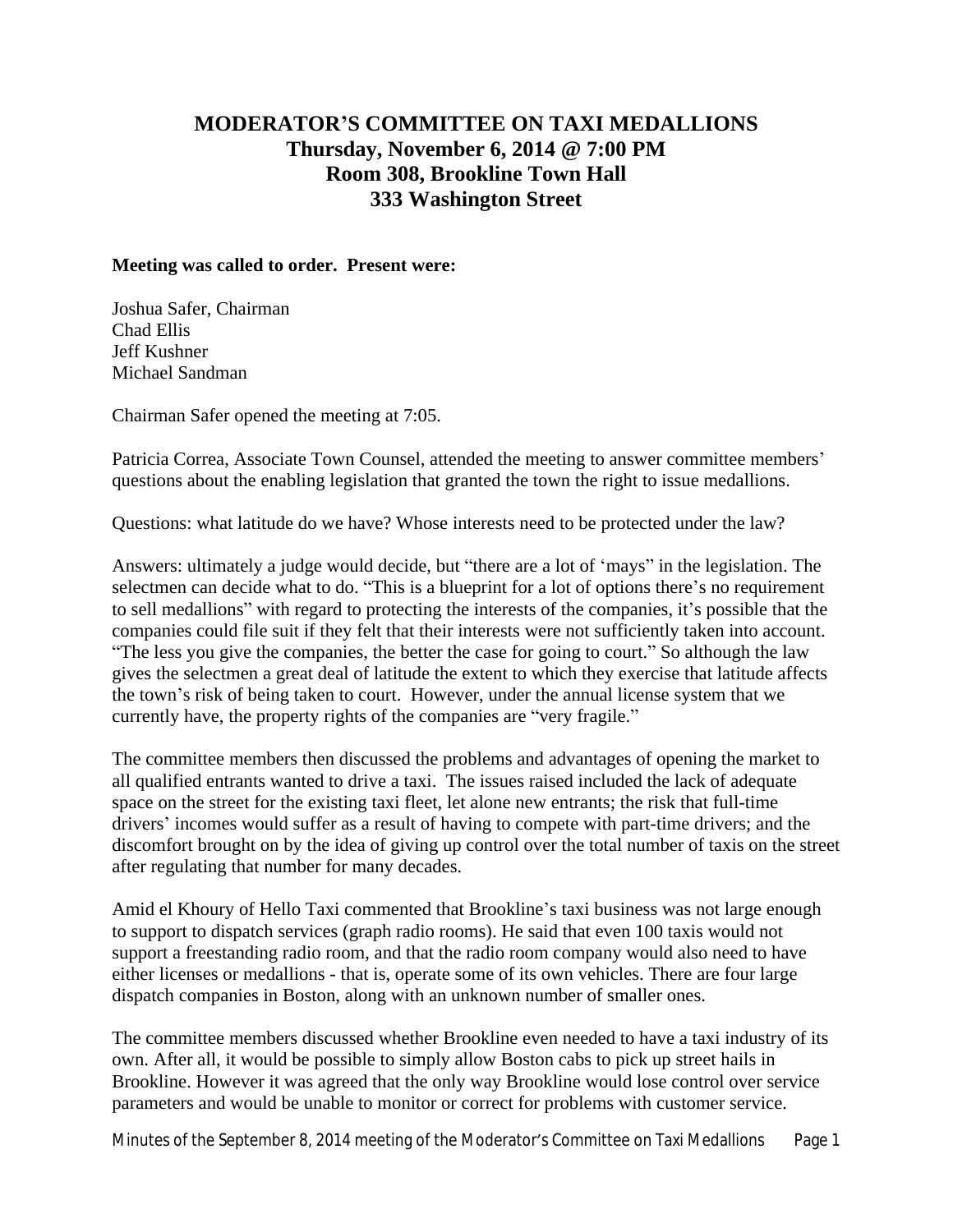# MODERATOR'S COMMITTEE ON TAXI MEDALLIONS
## Thursday, November 6, 2014 @ 7:00 PM
## Room 308, Brookline Town Hall
## 333 Washington Street

**Meeting was called to order. Present were:**

Joshua Safer, Chairman
Chad Ellis
Jeff Kushner
Michael Sandman

Chairman Safer opened the meeting at 7:05.

Patricia Correa, Associate Town Counsel, attended the meeting to answer committee members' questions about the enabling legislation that granted the town the right to issue medallions.

Questions: what latitude do we have? Whose interests need to be protected under the law?

Answers: ultimately a judge would decide, but "there are a lot of 'mays" in the legislation. The selectmen can decide what to do. "This is a blueprint for a lot of options there's no requirement to sell medallions" with regard to protecting the interests of the companies, it's possible that the companies could file suit if they felt that their interests were not sufficiently taken into account. "The less you give the companies, the better the case for going to court." So although the law gives the selectmen a great deal of latitude the extent to which they exercise that latitude affects the town's risk of being taken to court. However, under the annual license system that we currently have, the property rights of the companies are "very fragile."

The committee members then discussed the problems and advantages of opening the market to all qualified entrants wanted to drive a taxi. The issues raised included the lack of adequate space on the street for the existing taxi fleet, let alone new entrants; the risk that full-time drivers' incomes would suffer as a result of having to compete with part-time drivers; and the discomfort brought on by the idea of giving up control over the total number of taxis on the street after regulating that number for many decades.

Amid el Khoury of Hello Taxi commented that Brookline's taxi business was not large enough to support to dispatch services (graph radio rooms). He said that even 100 taxis would not support a freestanding radio room, and that the radio room company would also need to have either licenses or medallions - that is, operate some of its own vehicles. There are four large dispatch companies in Boston, along with an unknown number of smaller ones.

The committee members discussed whether Brookline even needed to have a taxi industry of its own. After all, it would be possible to simply allow Boston cabs to pick up street hails in Brookline. However it was agreed that the only way Brookline would lose control over service parameters and would be unable to monitor or correct for problems with customer service.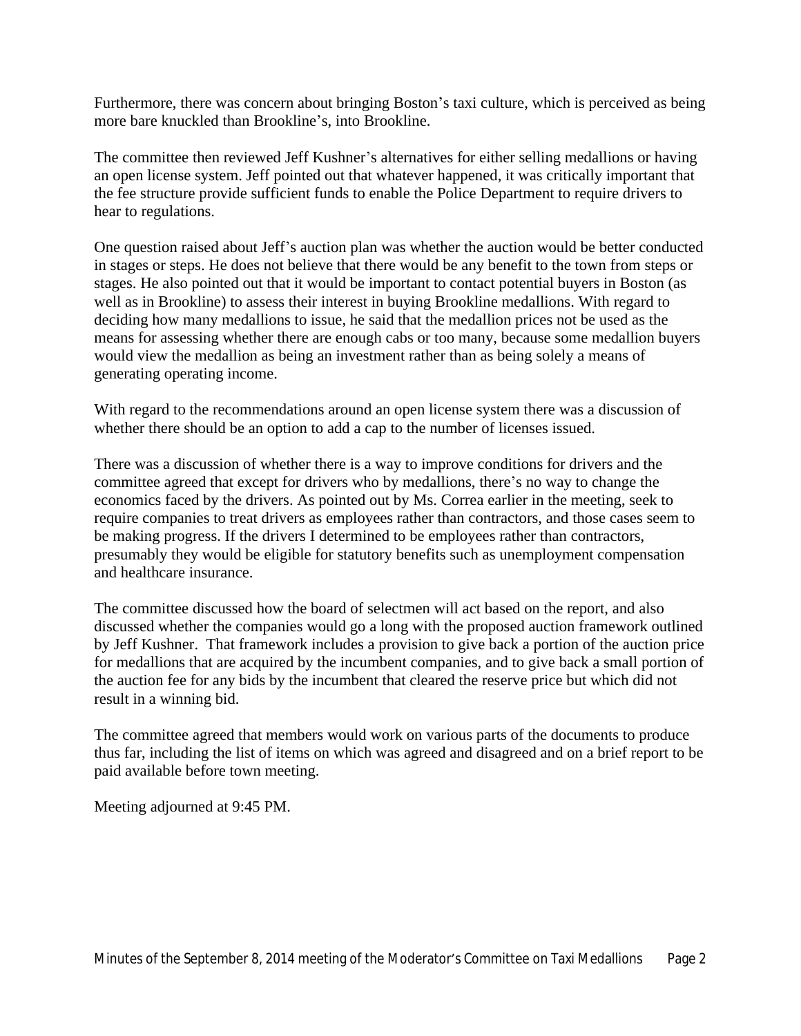Furthermore, there was concern about bringing Boston's taxi culture, which is perceived as being more bare knuckled than Brookline's, into Brookline.

The committee then reviewed Jeff Kushner's alternatives for either selling medallions or having an open license system. Jeff pointed out that whatever happened, it was critically important that the fee structure provide sufficient funds to enable the Police Department to require drivers to hear to regulations.

One question raised about Jeff's auction plan was whether the auction would be better conducted in stages or steps. He does not believe that there would be any benefit to the town from steps or stages. He also pointed out that it would be important to contact potential buyers in Boston (as well as in Brookline) to assess their interest in buying Brookline medallions. With regard to deciding how many medallions to issue, he said that the medallion prices not be used as the means for assessing whether there are enough cabs or too many, because some medallion buyers would view the medallion as being an investment rather than as being solely a means of generating operating income.

With regard to the recommendations around an open license system there was a discussion of whether there should be an option to add a cap to the number of licenses issued.

There was a discussion of whether there is a way to improve conditions for drivers and the committee agreed that except for drivers who by medallions, there's no way to change the economics faced by the drivers. As pointed out by Ms. Correa earlier in the meeting, seek to require companies to treat drivers as employees rather than contractors, and those cases seem to be making progress. If the drivers I determined to be employees rather than contractors, presumably they would be eligible for statutory benefits such as unemployment compensation and healthcare insurance.

The committee discussed how the board of selectmen will act based on the report, and also discussed whether the companies would go a long with the proposed auction framework outlined by Jeff Kushner. That framework includes a provision to give back a portion of the auction price for medallions that are acquired by the incumbent companies, and to give back a small portion of the auction fee for any bids by the incumbent that cleared the reserve price but which did not result in a winning bid.

The committee agreed that members would work on various parts of the documents to produce thus far, including the list of items on which was agreed and disagreed and on a brief report to be paid available before town meeting.

Meeting adjourned at 9:45 PM.